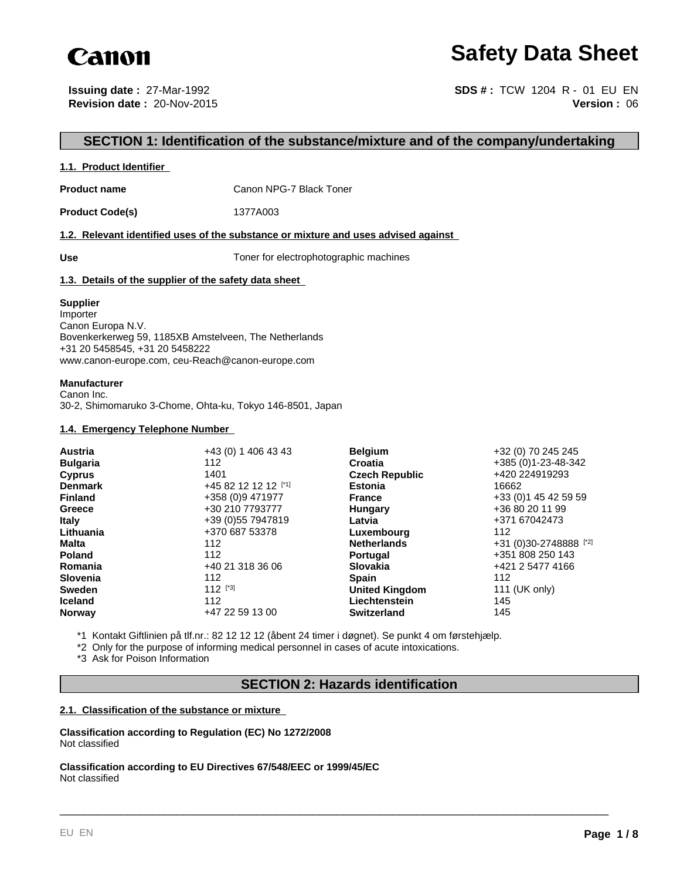Canon

# Safety Data Sheet

**Issuing date :** 27-Mar-1992
**Revision date :** 20-Nov-2015

**SDS # :** TCW 1204 R - 01 EU EN
**Version :** 06

## SECTION 1: Identification of the substance/mixture and of the company/undertaking

### 1.1. Product Identifier

**Product name** Canon NPG-7 Black Toner

**Product Code(s)** 1377A003

### 1.2. Relevant identified uses of the substance or mixture and uses advised against

**Use** Toner for electrophotographic machines

### 1.3. Details of the supplier of the safety data sheet

**Supplier**
Importer
Canon Europa N.V.
Bovenkerkerweg 59, 1185XB Amstelveen, The Netherlands
+31 20 5458545, +31 20 5458222
www.canon-europe.com, ceu-Reach@canon-europe.com

**Manufacturer**
Canon Inc.
30-2, Shimomaruko 3-Chome, Ohta-ku, Tokyo 146-8501, Japan

### 1.4. Emergency Telephone Number

| Country | Number | Country | Number |
|---|---|---|---|
| **Austria** | +43 (0) 1 406 43 43 | **Belgium** | +32 (0) 70 245 245 |
| **Bulgaria** | 112 | **Croatia** | +385 (0)1-23-48-342 |
| **Cyprus** | 1401 | **Czech Republic** | +420 224919293 |
| **Denmark** | +45 82 12 12 12 [*1] | **Estonia** | 16662 |
| **Finland** | +358 (0)9 471977 | **France** | +33 (0)1 45 42 59 59 |
| **Greece** | +30 210 7793777 | **Hungary** | +36 80 20 11 99 |
| **Italy** | +39 (0)55 7947819 | **Latvia** | +371 67042473 |
| **Lithuania** | +370 687 53378 | **Luxembourg** | 112 |
| **Malta** | 112 | **Netherlands** | +31 (0)30-2748888 [*2] |
| **Poland** | 112 | **Portugal** | +351 808 250 143 |
| **Romania** | +40 21 318 36 06 | **Slovakia** | +421 2 5477 4166 |
| **Slovenia** | 112 | **Spain** | 112 |
| **Sweden** | 112 [*3] | **United Kingdom** | 111 (UK only) |
| **Iceland** | 112 | **Liechtenstein** | 145 |
| **Norway** | +47 22 59 13 00 | **Switzerland** | 145 |

*1 Kontakt Giftlinien på tlf.nr.: 82 12 12 12 (åbent 24 timer i døgnet). Se punkt 4 om førstehjælp.
*2 Only for the purpose of informing medical personnel in cases of acute intoxications.
*3 Ask for Poison Information

## SECTION 2: Hazards identification

### 2.1. Classification of the substance or mixture

**Classification according to Regulation (EC) No 1272/2008**
Not classified

**Classification according to EU Directives 67/548/EEC or 1999/45/EC**
Not classified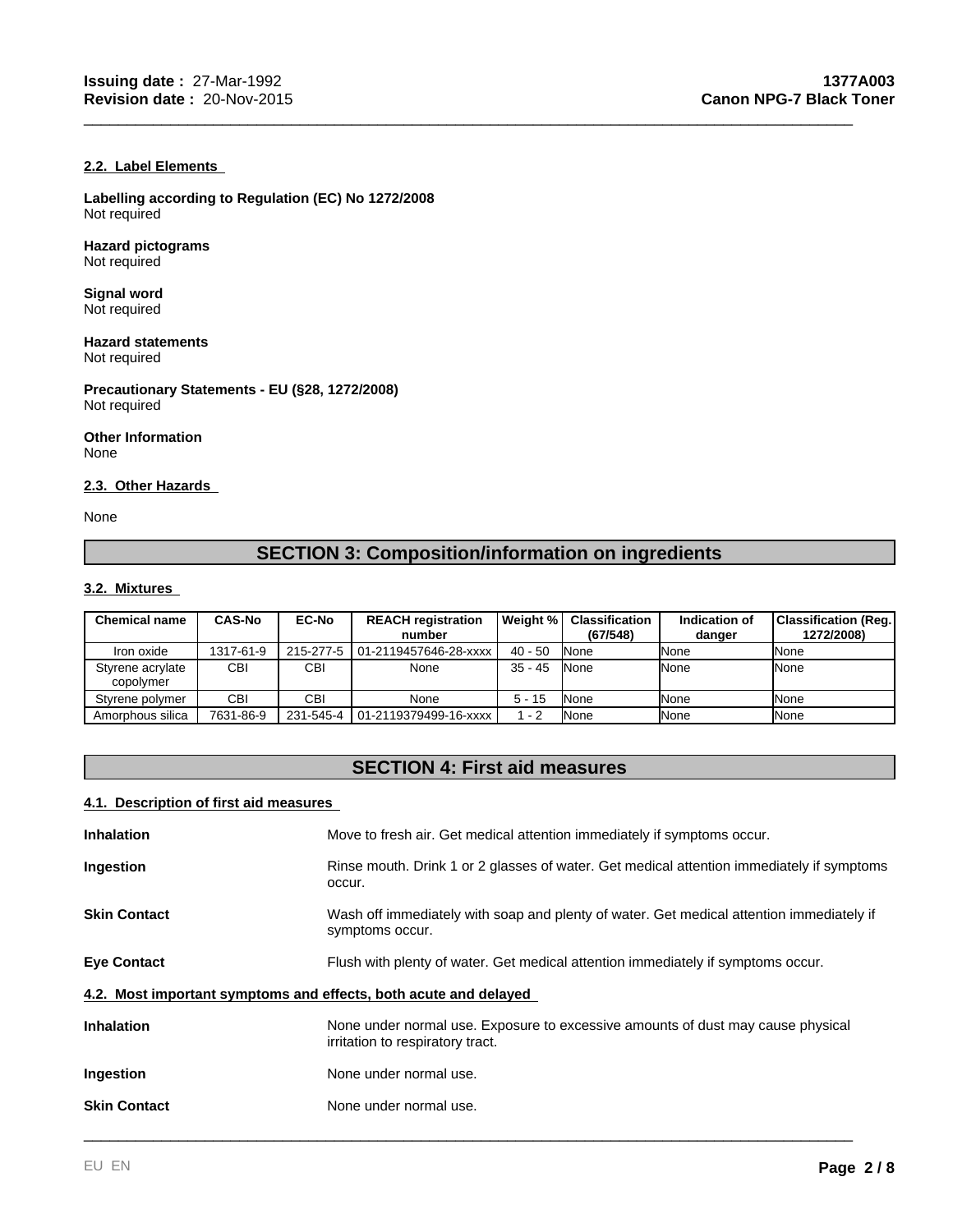#### 2.2. Label Elements

**Labelling according to Regulation (EC) No 1272/2008**
Not required

**Hazard pictograms**
Not required

**Signal word**
Not required

**Hazard statements**
Not required

**Precautionary Statements - EU (§28, 1272/2008)**
Not required

**Other Information**
None

#### 2.3. Other Hazards

None

## SECTION 3: Composition/information on ingredients

#### 3.2. Mixtures

| Chemical name | CAS-No | EC-No | REACH registration number | Weight % | Classification (67/548) | Indication of danger | Classification (Reg. 1272/2008) |
|---|---|---|---|---|---|---|---|
| Iron oxide | 1317-61-9 | 215-277-5 | 01-2119457646-28-xxxx | 40 - 50 | None | None | None |
| Styrene acrylate copolymer | CBI | CBI | None | 35 - 45 | None | None | None |
| Styrene polymer | CBI | CBI | None | 5 - 15 | None | None | None |
| Amorphous silica | 7631-86-9 | 231-545-4 | 01-2119379499-16-xxxx | 1 - 2 | None | None | None |

## SECTION 4: First aid measures

#### 4.1. Description of first aid measures

**Inhalation** Move to fresh air. Get medical attention immediately if symptoms occur.

**Ingestion** Rinse mouth. Drink 1 or 2 glasses of water. Get medical attention immediately if symptoms occur.

**Skin Contact** Wash off immediately with soap and plenty of water. Get medical attention immediately if symptoms occur.

**Eye Contact** Flush with plenty of water. Get medical attention immediately if symptoms occur.

#### 4.2. Most important symptoms and effects, both acute and delayed

**Inhalation** None under normal use. Exposure to excessive amounts of dust may cause physical irritation to respiratory tract.

**Ingestion** None under normal use.

**Skin Contact** None under normal use.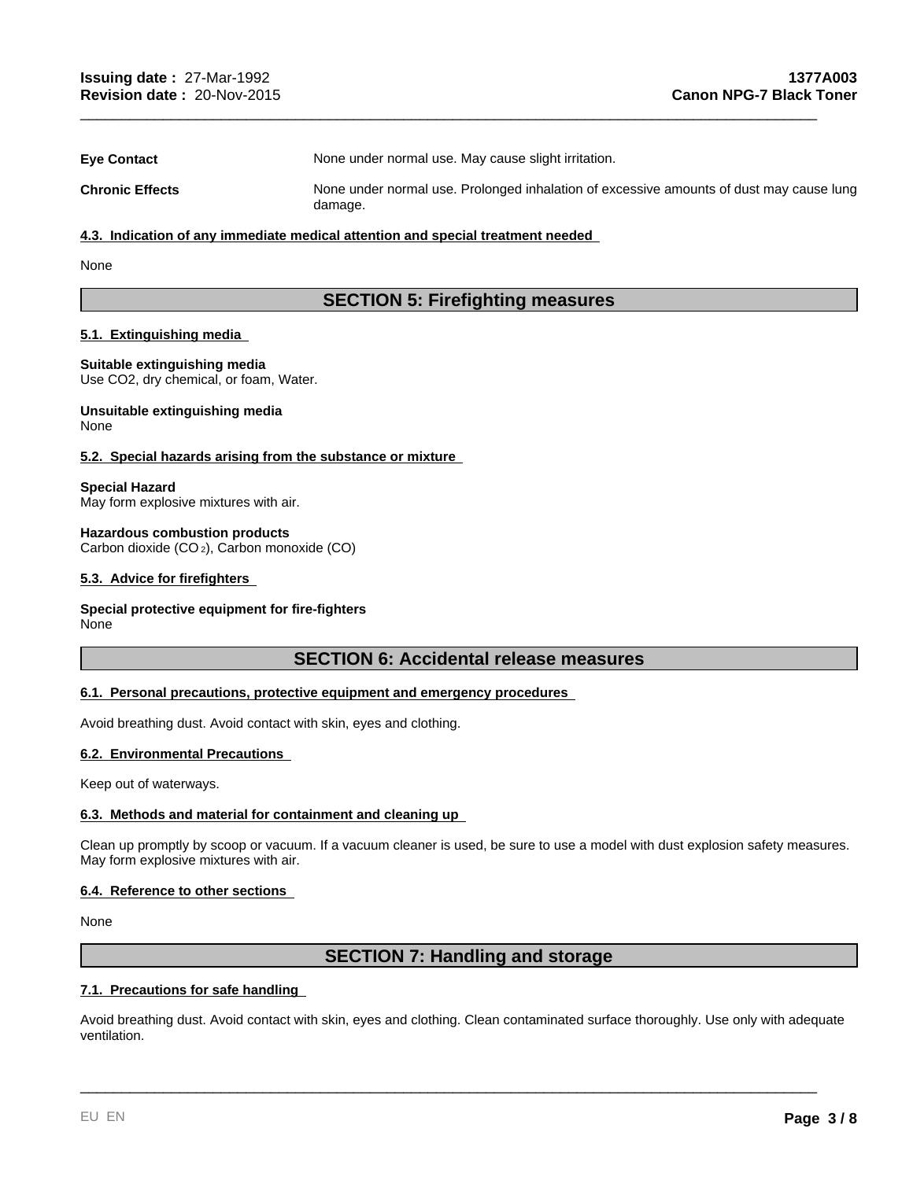**Eye Contact** None under normal use. May cause slight irritation.

**Chronic Effects** None under normal use. Prolonged inhalation of excessive amounts of dust may cause lung damage.

### 4.3. Indication of any immediate medical attention and special treatment needed

None

## SECTION 5: Firefighting measures

### 5.1. Extinguishing media

**Suitable extinguishing media**
Use CO2, dry chemical, or foam, Water.

**Unsuitable extinguishing media**
None

### 5.2. Special hazards arising from the substance or mixture

**Special Hazard**
May form explosive mixtures with air.

**Hazardous combustion products**
Carbon dioxide ($CO_2$), Carbon monoxide (CO)

### 5.3. Advice for firefighters

**Special protective equipment for fire-fighters**
None

## SECTION 6: Accidental release measures

### 6.1. Personal precautions, protective equipment and emergency procedures

Avoid breathing dust. Avoid contact with skin, eyes and clothing.

### 6.2. Environmental Precautions

Keep out of waterways.

### 6.3. Methods and material for containment and cleaning up

Clean up promptly by scoop or vacuum. If a vacuum cleaner is used, be sure to use a model with dust explosion safety measures. May form explosive mixtures with air.

### 6.4. Reference to other sections

None

## SECTION 7: Handling and storage

### 7.1. Precautions for safe handling

Avoid breathing dust. Avoid contact with skin, eyes and clothing. Clean contaminated surface thoroughly. Use only with adequate ventilation.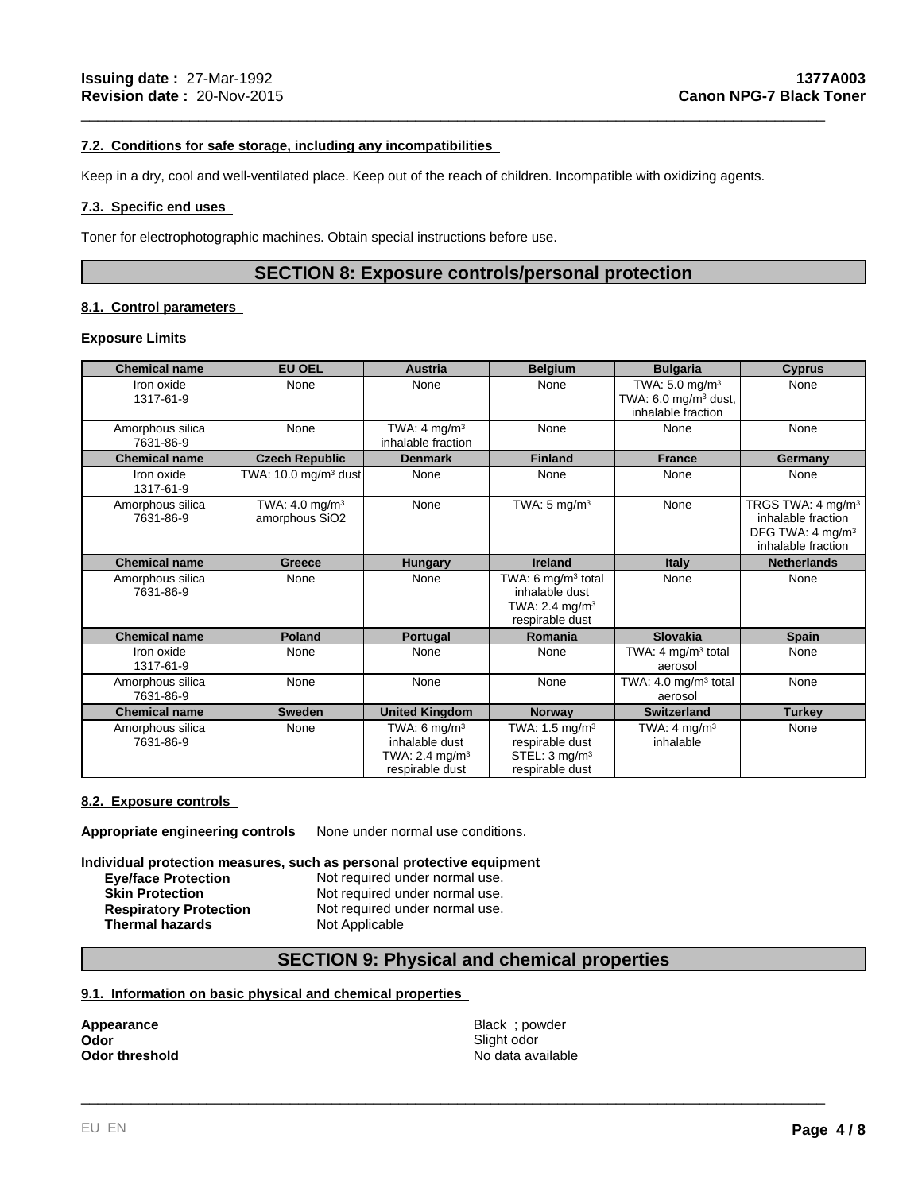#### 7.2. Conditions for safe storage, including any incompatibilities

Keep in a dry, cool and well-ventilated place. Keep out of the reach of children. Incompatible with oxidizing agents.

#### 7.3. Specific end uses

Toner for electrophotographic machines. Obtain special instructions before use.

## SECTION 8: Exposure controls/personal protection

#### 8.1. Control parameters

**Exposure Limits**

| Chemical name | EU OEL | Austria | Belgium | Bulgaria | Cyprus |
|---|---|---|---|---|---|
| Iron oxide 1317-61-9 | None | None | None | TWA: 5.0 mg/m³ TWA: 6.0 mg/m³ dust, inhalable fraction | None |
| Amorphous silica 7631-86-9 | None | TWA: 4 mg/m³ inhalable fraction | None | None | None |
| **Chemical name** | **Czech Republic** | **Denmark** | **Finland** | **France** | **Germany** |
| Iron oxide 1317-61-9 | TWA: 10.0 mg/m³ dust | None | None | None | None |
| Amorphous silica 7631-86-9 | TWA: 4.0 mg/m³ amorphous SiO2 | None | TWA: 5 mg/m³ | None | TRGS TWA: 4 mg/m³ inhalable fraction DFG TWA: 4 mg/m³ inhalable fraction |
| **Chemical name** | **Greece** | **Hungary** | **Ireland** | **Italy** | **Netherlands** |
| Amorphous silica 7631-86-9 | None | None | TWA: 6 mg/m³ total inhalable dust TWA: 2.4 mg/m³ respirable dust | None | None |
| **Chemical name** | **Poland** | **Portugal** | **Romania** | **Slovakia** | **Spain** |
| Iron oxide 1317-61-9 | None | None | None | TWA: 4 mg/m³ total aerosol | None |
| Amorphous silica 7631-86-9 | None | None | None | TWA: 4.0 mg/m³ total aerosol | None |
| **Chemical name** | **Sweden** | **United Kingdom** | **Norway** | **Switzerland** | **Turkey** |
| Amorphous silica 7631-86-9 | None | TWA: 6 mg/m³ inhalable dust TWA: 2.4 mg/m³ respirable dust | TWA: 1.5 mg/m³ respirable dust STEL: 3 mg/m³ respirable dust | TWA: 4 mg/m³ inhalable | None |

#### 8.2. Exposure controls

**Appropriate engineering controls** None under normal use conditions.

**Individual protection measures, such as personal protective equipment**

**Eye/face Protection** Not required under normal use.
**Skin Protection** Not required under normal use.
**Respiratory Protection** Not required under normal use.
**Thermal hazards** Not Applicable

## SECTION 9: Physical and chemical properties

#### 9.1. Information on basic physical and chemical properties

**Appearance** Black ; powder
**Odor** Slight odor
**Odor threshold** No data available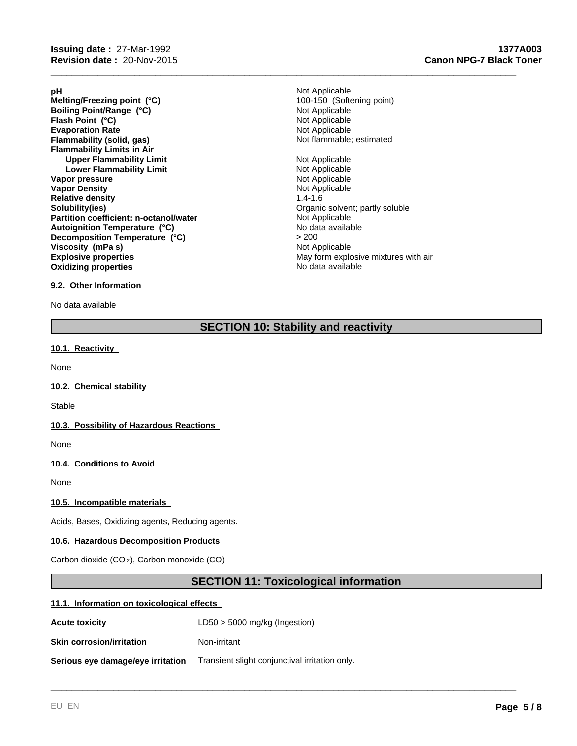| | |
|---|---|
| **pH** | Not Applicable |
| **Melting/Freezing point (°C)** | 100-150 (Softening point) |
| **Boiling Point/Range (°C)** | Not Applicable |
| **Flash Point (°C)** | Not Applicable |
| **Evaporation Rate** | Not Applicable |
| **Flammability (solid, gas)** | Not flammable; estimated |
| **Flammability Limits in Air** | |
| **Upper Flammability Limit** | Not Applicable |
| **Lower Flammability Limit** | Not Applicable |
| **Vapor pressure** | Not Applicable |
| **Vapor Density** | Not Applicable |
| **Relative density** | 1.4-1.6 |
| **Solubility(ies)** | Organic solvent; partly soluble |
| **Partition coefficient: n-octanol/water** | Not Applicable |
| **Autoignition Temperature (°C)** | No data available |
| **Decomposition Temperature (°C)** | > 200 |
| **Viscosity (mPa s)** | Not Applicable |
| **Explosive properties** | May form explosive mixtures with air |
| **Oxidizing properties** | No data available |

### 9.2. Other Information

No data available

## SECTION 10: Stability and reactivity

### 10.1. Reactivity

None

### 10.2. Chemical stability

Stable

### 10.3. Possibility of Hazardous Reactions

None

### 10.4. Conditions to Avoid

None

### 10.5. Incompatible materials

Acids, Bases, Oxidizing agents, Reducing agents.

### 10.6. Hazardous Decomposition Products

Carbon dioxide ($CO_2$), Carbon monoxide (CO)

## SECTION 11: Toxicological information

### 11.1. Information on toxicological effects

| | |
|---|---|
| **Acute toxicity** | LD50 > 5000 mg/kg (Ingestion) |
| **Skin corrosion/irritation** | Non-irritant |
| **Serious eye damage/eye irritation** | Transient slight conjunctival irritation only. |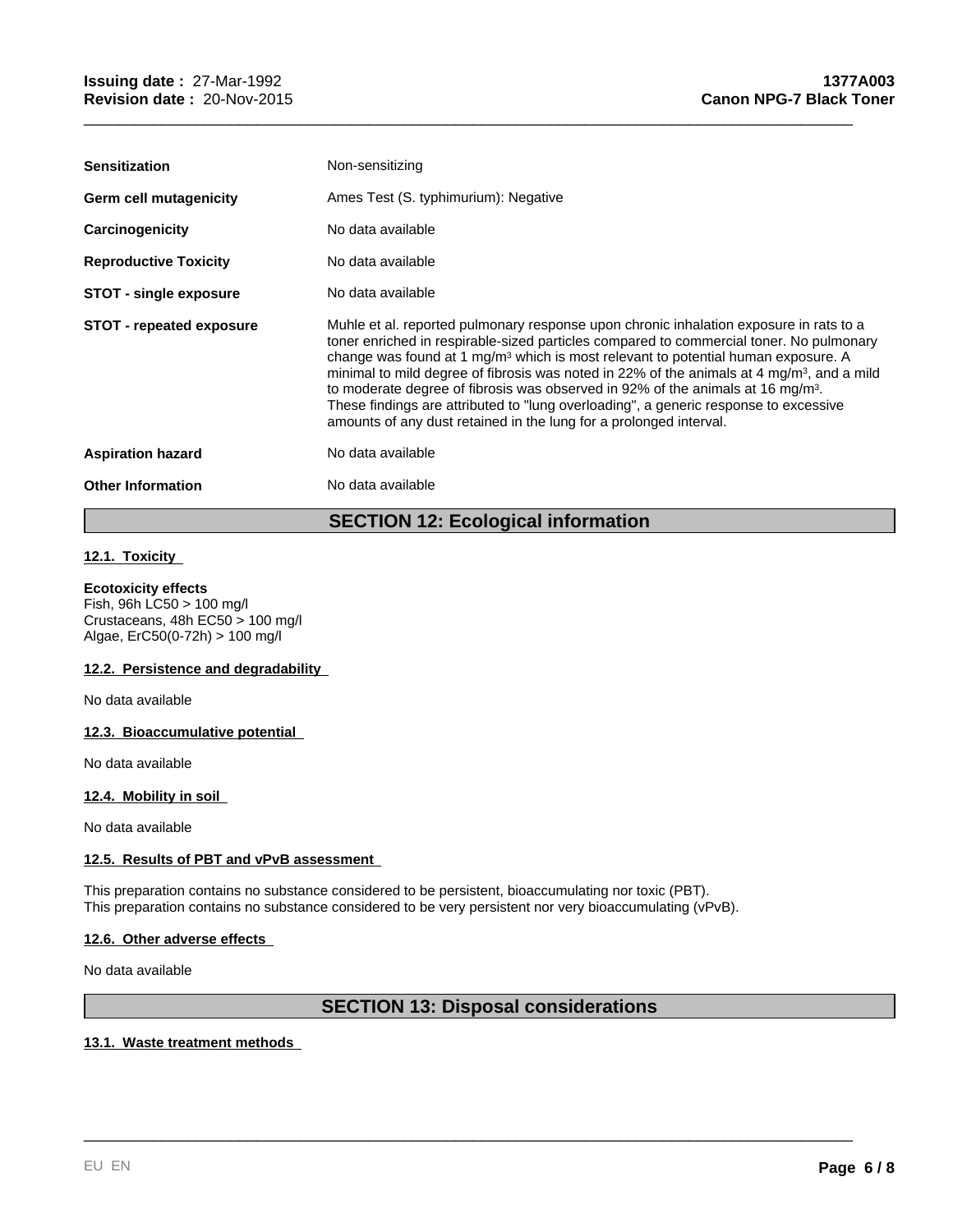| | |
|---|---|
| **Sensitization** | Non-sensitizing |
| **Germ cell mutagenicity** | Ames Test (S. typhimurium): Negative |
| **Carcinogenicity** | No data available |
| **Reproductive Toxicity** | No data available |
| **STOT - single exposure** | No data available |
| **STOT - repeated exposure** | Muhle et al. reported pulmonary response upon chronic inhalation exposure in rats to a toner enriched in respirable-sized particles compared to commercial toner. No pulmonary change was found at 1 mg/m³ which is most relevant to potential human exposure. A minimal to mild degree of fibrosis was noted in 22% of the animals at 4 mg/m³, and a mild to moderate degree of fibrosis was observed in 92% of the animals at 16 mg/m³. These findings are attributed to "lung overloading", a generic response to excessive amounts of any dust retained in the lung for a prolonged interval. |
| **Aspiration hazard** | No data available |
| **Other Information** | No data available |

## SECTION 12: Ecological information

### 12.1. Toxicity

**Ecotoxicity effects**
Fish, 96h LC50 > 100 mg/l
Crustaceans, 48h EC50 > 100 mg/l
Algae, ErC50(0-72h) > 100 mg/l

### 12.2. Persistence and degradability

No data available

### 12.3. Bioaccumulative potential

No data available

### 12.4. Mobility in soil

No data available

### 12.5. Results of PBT and vPvB assessment

This preparation contains no substance considered to be persistent, bioaccumulating nor toxic (PBT).
This preparation contains no substance considered to be very persistent nor very bioaccumulating (vPvB).

### 12.6. Other adverse effects

No data available

## SECTION 13: Disposal considerations

### 13.1. Waste treatment methods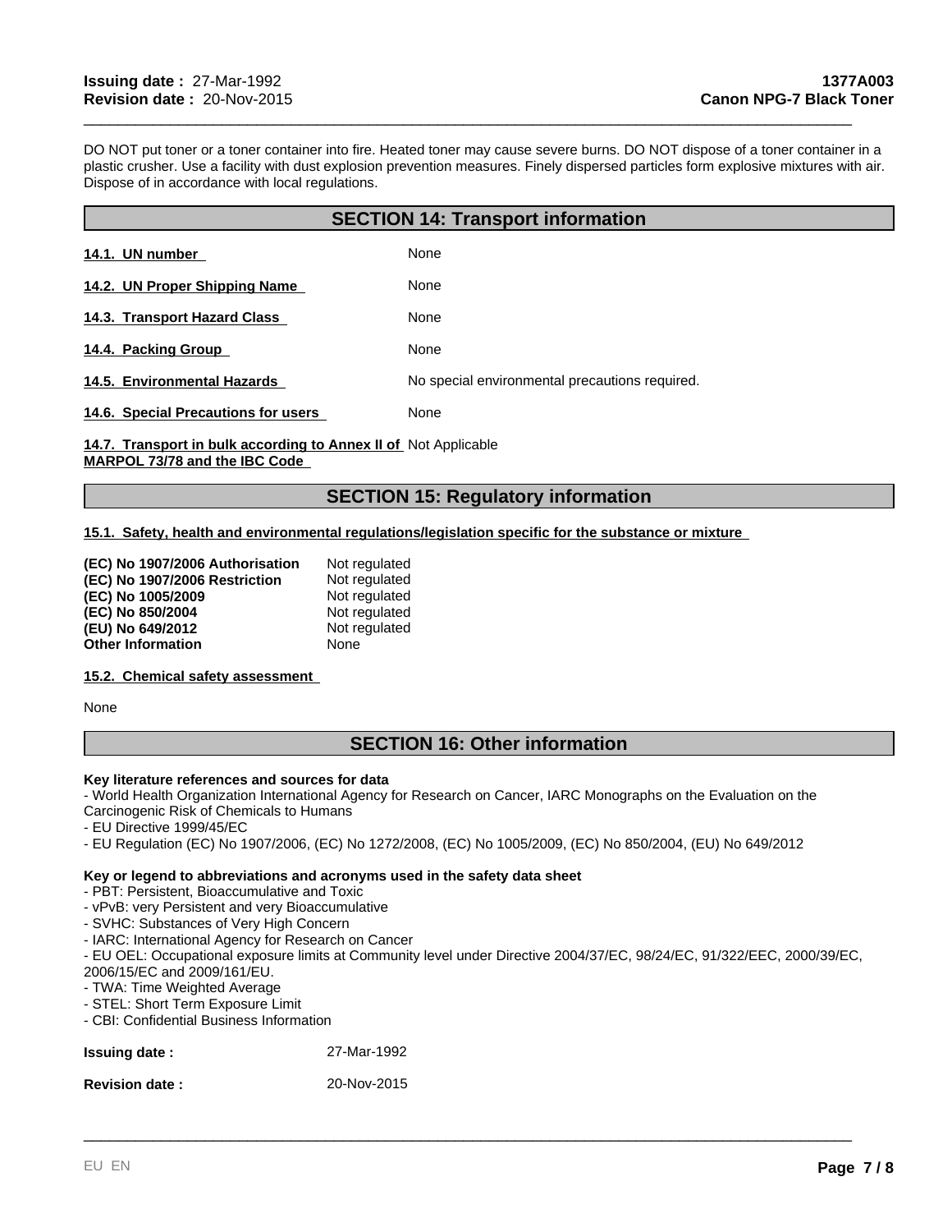DO NOT put toner or a toner container into fire. Heated toner may cause severe burns. DO NOT dispose of a toner container in a plastic crusher. Use a facility with dust explosion prevention measures. Finely dispersed particles form explosive mixtures with air. Dispose of in accordance with local regulations.

## SECTION 14: Transport information

| | |
|---|---|
| **14.1. UN number** | None |
| **14.2. UN Proper Shipping Name** | None |
| **14.3. Transport Hazard Class** | None |
| **14.4. Packing Group** | None |
| **14.5. Environmental Hazards** | No special environmental precautions required. |
| **14.6. Special Precautions for users** | None |
| **14.7. Transport in bulk according to Annex II of MARPOL 73/78 and the IBC Code** | Not Applicable |

## SECTION 15: Regulatory information

**15.1. Safety, health and environmental regulations/legislation specific for the substance or mixture**

| | |
|---|---|
| **(EC) No 1907/2006 Authorisation** | Not regulated |
| **(EC) No 1907/2006 Restriction** | Not regulated |
| **(EC) No 1005/2009** | Not regulated |
| **(EC) No 850/2004** | Not regulated |
| **(EU) No 649/2012** | Not regulated |
| **Other Information** | None |

**15.2. Chemical safety assessment**

None

## SECTION 16: Other information

**Key literature references and sources for data**

- World Health Organization International Agency for Research on Cancer, IARC Monographs on the Evaluation on the Carcinogenic Risk of Chemicals to Humans
- EU Directive 1999/45/EC
- EU Regulation (EC) No 1907/2006, (EC) No 1272/2008, (EC) No 1005/2009, (EC) No 850/2004, (EU) No 649/2012

**Key or legend to abbreviations and acronyms used in the safety data sheet**

- PBT: Persistent, Bioaccumulative and Toxic
- vPvB: very Persistent and very Bioaccumulative
- SVHC: Substances of Very High Concern
- IARC: International Agency for Research on Cancer
- EU OEL: Occupational exposure limits at Community level under Directive 2004/37/EC, 98/24/EC, 91/322/EEC, 2000/39/EC, 2006/15/EC and 2009/161/EU.
- TWA: Time Weighted Average
- STEL: Short Term Exposure Limit
- CBI: Confidential Business Information

| | |
|---|---|
| **Issuing date :** | 27-Mar-1992 |
| **Revision date :** | 20-Nov-2015 |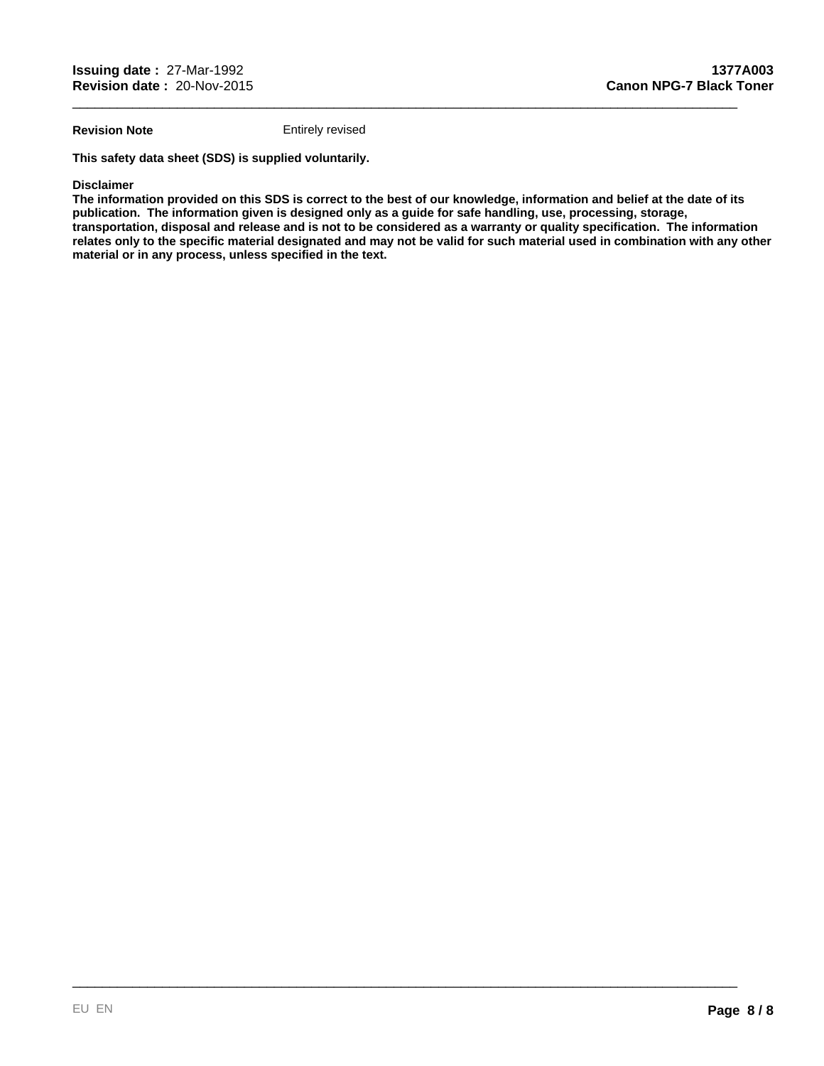**Revision Note** Entirely revised

**This safety data sheet (SDS) is supplied voluntarily.**

**Disclaimer**

**The information provided on this SDS is correct to the best of our knowledge, information and belief at the date of its publication. The information given is designed only as a guide for safe handling, use, processing, storage, transportation, disposal and release and is not to be considered as a warranty or quality specification. The information relates only to the specific material designated and may not be valid for such material used in combination with any other material or in any process, unless specified in the text.**